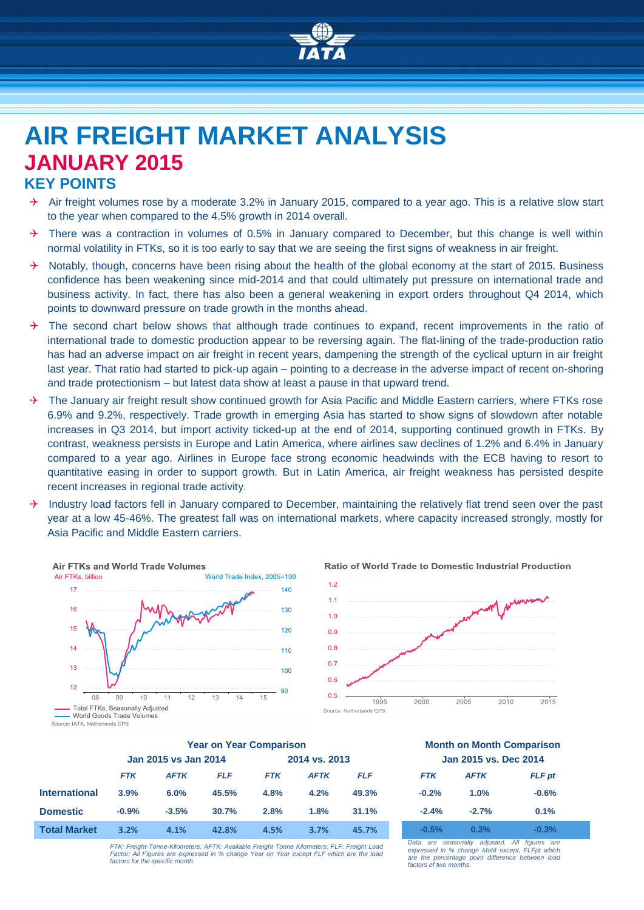# AIR FREIGHT MARKET ANALYSIS

## JANUARY 2015

### KEY POINTS

- Air freight volumes rose by a moderate 3.2% in January 2015, compared to a year ago. This is a relative slow start to the year when compared to the 4.5% growth in 2014 overall.
- There was a contraction in volumes of 0.5% in January compared to December, but this change is well within normal volatility in FTKs, so it is too early to say that we are seeing the first signs of weakness in air freight.
- Notably, though, concerns have been rising about the health of the global economy at the start of 2015. Business confidence has been weakening since mid-2014 and that could ultimately put pressure on international trade and business activity. In fact, there has also been a general weakening in export orders throughout Q4 2014, which points to downward pressure on trade growth in the months ahead.
- The second chart below shows that although trade continues to expand, recent improvements in the ratio of international trade to domestic production appear to be reversing again. The flat-lining of the trade-production ratio has had an adverse impact on air freight in recent years, dampening the strength of the cyclical upturn in air freight last year. That ratio had started to pick-up again – pointing to a decrease in the adverse impact of recent on-shoring and trade protectionism – but latest data show at least a pause in that upward trend.
- The January air freight result show continued growth for Asia Pacific and Middle Eastern carriers, where FTKs rose 6.9% and 9.2%, respectively. Trade growth in emerging Asia has started to show signs of slowdown after notable increases in Q3 2014, but import activity ticked-up at the end of 2014, supporting continued growth in FTKs. By contrast, weakness persists in Europe and Latin America, where airlines saw declines of 1.2% and 6.4% in January compared to a year ago. Airlines in Europe face strong economic headwinds with the ECB having to resort to quantitative easing in order to support growth. But in Latin America, air freight weakness has persisted despite recent increases in regional trade activity.
- Industry load factors fell in January compared to December, maintaining the relatively flat trend seen over the past year at a low 45-46%. The greatest fall was on international markets, where capacity increased strongly, mostly for Asia Pacific and Middle Eastern carriers.

**Air FTKs and World Trade Volumes**

Source: IATA, Netherlands CPB

**Ratio of World Trade to Domestic Industrial Production**

Source: Netherlands CPB

| | Year on Year Comparison | | | | | | Month on Month Comparison | | |
|---|---|---|---|---|---|---|---|---|---|
| | Jan 2015 vs Jan 2014 | | | 2014 vs. 2013 | | | Jan 2015 vs. Dec 2014 | | |
| | *FTK* | *AFTK* | *FLF* | *FTK* | *AFTK* | *FLF* | *FTK* | *AFTK* | *FLF pt* |
| **International** | 3.9% | 6.0% | 45.5% | 4.8% | 4.2% | 49.3% | -0.2% | 1.0% | -0.6% |
| **Domestic** | -0.9% | -3.5% | 30.7% | 2.8% | 1.8% | 31.1% | -2.4% | -2.7% | 0.1% |
| **Total Market** | 3.2% | 4.1% | 42.8% | 4.5% | 3.7% | 45.7% | -0.5% | 0.3% | -0.3% |

*FTK: Freight-Tonne-Kilometers; AFTK: Available Freight Tonne Kilometers; FLF: Freight Load Factor; All Figures are expressed in % change Year on Year except FLF which are the load factors for the specific month.*

*Data are seasonally adjusted. All figures are expressed in % change MoM except, FLFpt which are the percentage point difference between load factors of two months.*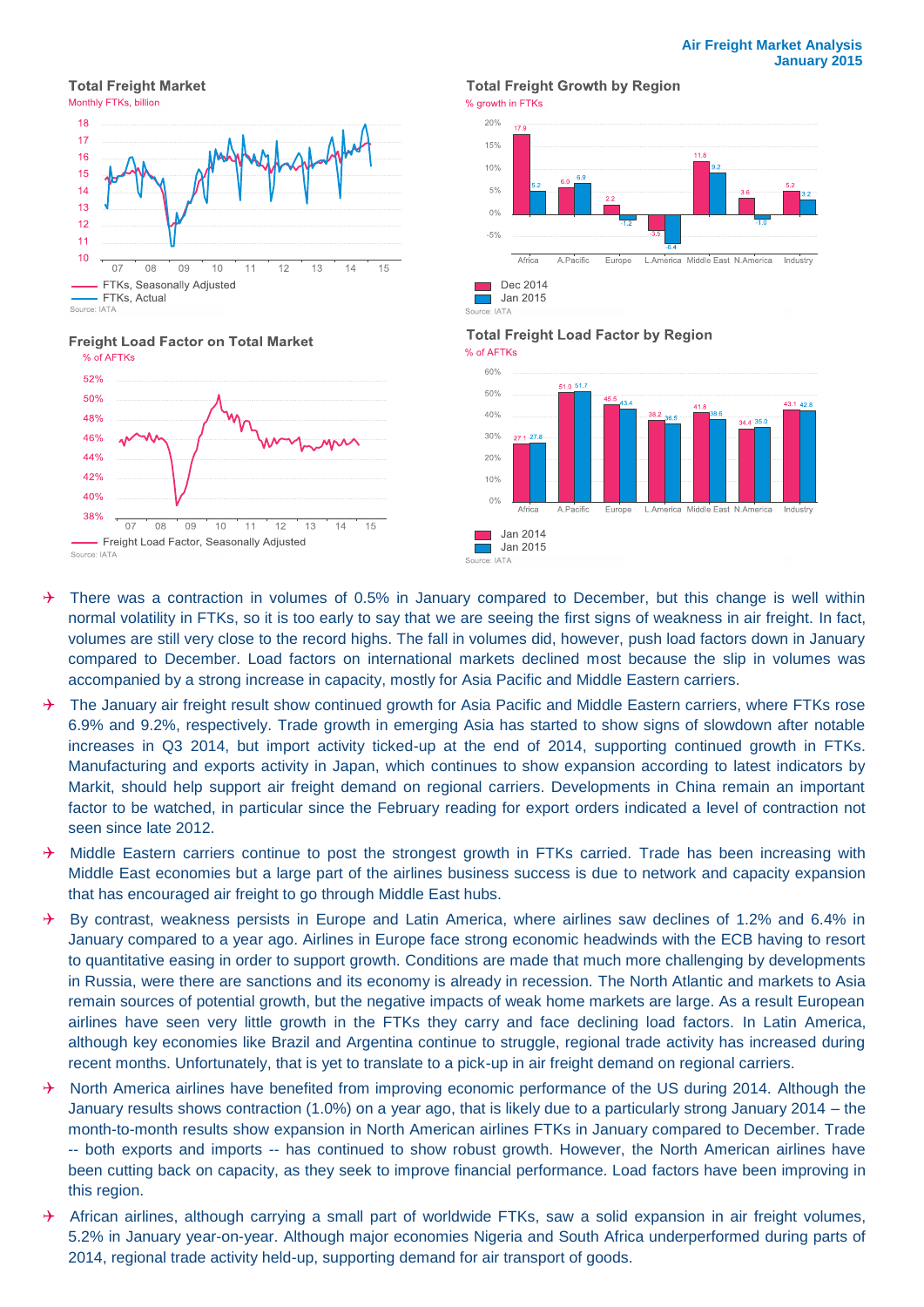### Total Freight Market

Monthly FTKs, billion

FTKs, Seasonally Adjusted
FTKs, Actual

Source: IATA

### Total Freight Growth by Region

% growth in FTKs

| | Africa | A.Pacific | Europe | L.America | Middle East | N.America | Industry |
|---|---|---|---|---|---|---|---|
| Dec 2014 | 17.9 | 6.0 | 2.2 | -3.5 | 11.8 | 3.6 | 5.2 |
| Jan 2015 | 5.2 | 6.9 | -1.2 | -6.4 | 9.2 | -1.0 | 3.2 |

Source: IATA

### Freight Load Factor on Total Market

% of AFTKs

Freight Load Factor, Seasonally Adjusted

Source: IATA

### Total Freight Load Factor by Region

% of AFTKs

| | Africa | A.Pacific | Europe | L.America | Middle East | N.America | Industry |
|---|---|---|---|---|---|---|---|
| Jan 2014 | 27.1 | 51.0 | 45.5 | 38.2 | 41.8 | 34.4 | 43.1 |
| Jan 2015 | 27.8 | 51.7 | 43.4 | 36.5 | 38.6 | 35.0 | 42.8 |

Source: IATA

- There was a contraction in volumes of 0.5% in January compared to December, but this change is well within normal volatility in FTKs, so it is too early to say that we are seeing the first signs of weakness in air freight. In fact, volumes are still very close to the record highs. The fall in volumes did, however, push load factors down in January compared to December. Load factors on international markets declined most because the slip in volumes was accompanied by a strong increase in capacity, mostly for Asia Pacific and Middle Eastern carriers.
- The January air freight result show continued growth for Asia Pacific and Middle Eastern carriers, where FTKs rose 6.9% and 9.2%, respectively. Trade growth in emerging Asia has started to show signs of slowdown after notable increases in Q3 2014, but import activity ticked-up at the end of 2014, supporting continued growth in FTKs. Manufacturing and exports activity in Japan, which continues to show expansion according to latest indicators by Markit, should help support air freight demand on regional carriers. Developments in China remain an important factor to be watched, in particular since the February reading for export orders indicated a level of contraction not seen since late 2012.
- Middle Eastern carriers continue to post the strongest growth in FTKs carried. Trade has been increasing with Middle East economies but a large part of the airlines business success is due to network and capacity expansion that has encouraged air freight to go through Middle East hubs.
- By contrast, weakness persists in Europe and Latin America, where airlines saw declines of 1.2% and 6.4% in January compared to a year ago. Airlines in Europe face strong economic headwinds with the ECB having to resort to quantitative easing in order to support growth. Conditions are made that much more challenging by developments in Russia, were there are sanctions and its economy is already in recession. The North Atlantic and markets to Asia remain sources of potential growth, but the negative impacts of weak home markets are large. As a result European airlines have seen very little growth in the FTKs they carry and face declining load factors. In Latin America, although key economies like Brazil and Argentina continue to struggle, regional trade activity has increased during recent months. Unfortunately, that is yet to translate to a pick-up in air freight demand on regional carriers.
- North America airlines have benefited from improving economic performance of the US during 2014. Although the January results shows contraction (1.0%) on a year ago, that is likely due to a particularly strong January 2014 – the month-to-month results show expansion in North American airlines FTKs in January compared to December. Trade -- both exports and imports -- has continued to show robust growth. However, the North American airlines have been cutting back on capacity, as they seek to improve financial performance. Load factors have been improving in this region.
- African airlines, although carrying a small part of worldwide FTKs, saw a solid expansion in air freight volumes, 5.2% in January year-on-year. Although major economies Nigeria and South Africa underperformed during parts of 2014, regional trade activity held-up, supporting demand for air transport of goods.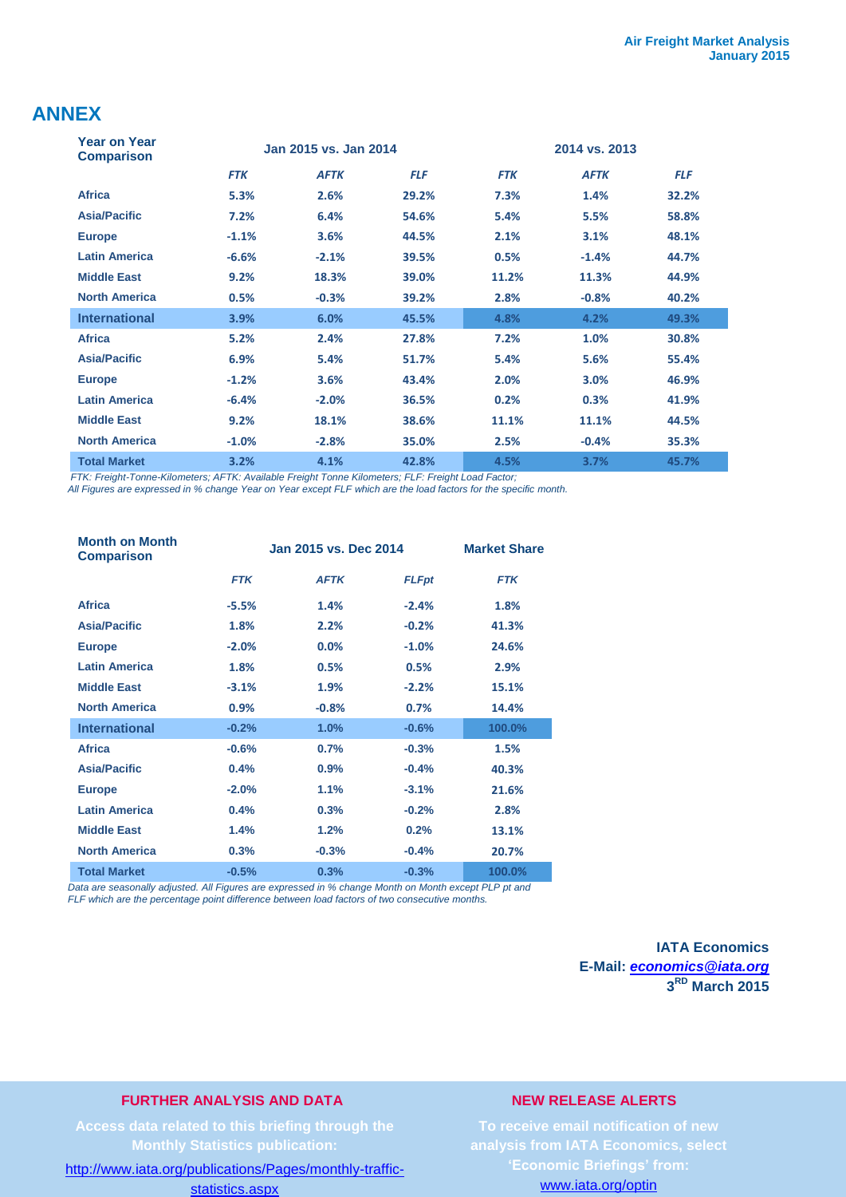## ANNEX

| Year on Year Comparison | Jan 2015 vs. Jan 2014 | | | 2014 vs. 2013 | | |
|---|---|---|---|---|---|---|
| | *FTK* | *AFTK* | *FLF* | *FTK* | *AFTK* | *FLF* |
| **Africa** | 5.3% | 2.6% | 29.2% | 7.3% | 1.4% | 32.2% |
| **Asia/Pacific** | 7.2% | 6.4% | 54.6% | 5.4% | 5.5% | 58.8% |
| **Europe** | -1.1% | 3.6% | 44.5% | 2.1% | 3.1% | 48.1% |
| **Latin America** | -6.6% | -2.1% | 39.5% | 0.5% | -1.4% | 44.7% |
| **Middle East** | 9.2% | 18.3% | 39.0% | 11.2% | 11.3% | 44.9% |
| **North America** | 0.5% | -0.3% | 39.2% | 2.8% | -0.8% | 40.2% |
| **International** | 3.9% | 6.0% | 45.5% | 4.8% | 4.2% | 49.3% |
| **Africa** | 5.2% | 2.4% | 27.8% | 7.2% | 1.0% | 30.8% |
| **Asia/Pacific** | 6.9% | 5.4% | 51.7% | 5.4% | 5.6% | 55.4% |
| **Europe** | -1.2% | 3.6% | 43.4% | 2.0% | 3.0% | 46.9% |
| **Latin America** | -6.4% | -2.0% | 36.5% | 0.2% | 0.3% | 41.9% |
| **Middle East** | 9.2% | 18.1% | 38.6% | 11.1% | 11.1% | 44.5% |
| **North America** | -1.0% | -2.8% | 35.0% | 2.5% | -0.4% | 35.3% |
| **Total Market** | 3.2% | 4.1% | 42.8% | 4.5% | 3.7% | 45.7% |

*FTK: Freight-Tonne-Kilometers; AFTK: Available Freight Tonne Kilometers; FLF: Freight Load Factor;*
*All Figures are expressed in % change Year on Year except FLF which are the load factors for the specific month.*

| Month on Month Comparison | Jan 2015 vs. Dec 2014 | | | Market Share |
|---|---|---|---|---|
| | *FTK* | *AFTK* | *FLFpt* | *FTK* |
| **Africa** | -5.5% | 1.4% | -2.4% | 1.8% |
| **Asia/Pacific** | 1.8% | 2.2% | -0.2% | 41.3% |
| **Europe** | -2.0% | 0.0% | -1.0% | 24.6% |
| **Latin America** | 1.8% | 0.5% | 0.5% | 2.9% |
| **Middle East** | -3.1% | 1.9% | -2.2% | 15.1% |
| **North America** | 0.9% | -0.8% | 0.7% | 14.4% |
| **International** | -0.2% | 1.0% | -0.6% | 100.0% |
| **Africa** | -0.6% | 0.7% | -0.3% | 1.5% |
| **Asia/Pacific** | 0.4% | 0.9% | -0.4% | 40.3% |
| **Europe** | -2.0% | 1.1% | -3.1% | 21.6% |
| **Latin America** | 0.4% | 0.3% | -0.2% | 2.8% |
| **Middle East** | 1.4% | 1.2% | 0.2% | 13.1% |
| **North America** | 0.3% | -0.3% | -0.4% | 20.7% |
| **Total Market** | -0.5% | 0.3% | -0.3% | 100.0% |

*Data are seasonally adjusted. All Figures are expressed in % change Month on Month except PLP pt and FLF which are the percentage point difference between load factors of two consecutive months.*

**IATA Economics**
**E-Mail: *economics@iata.org***
**3[RD] March 2015**

**FURTHER ANALYSIS AND DATA**

**Access data related to this briefing through the Monthly Statistics publication:**

http://www.iata.org/publications/Pages/monthly-traffic-statistics.aspx

**NEW RELEASE ALERTS**

**To receive email notification of new analysis from IATA Economics, select 'Economic Briefings' from:**

www.iata.org/optin